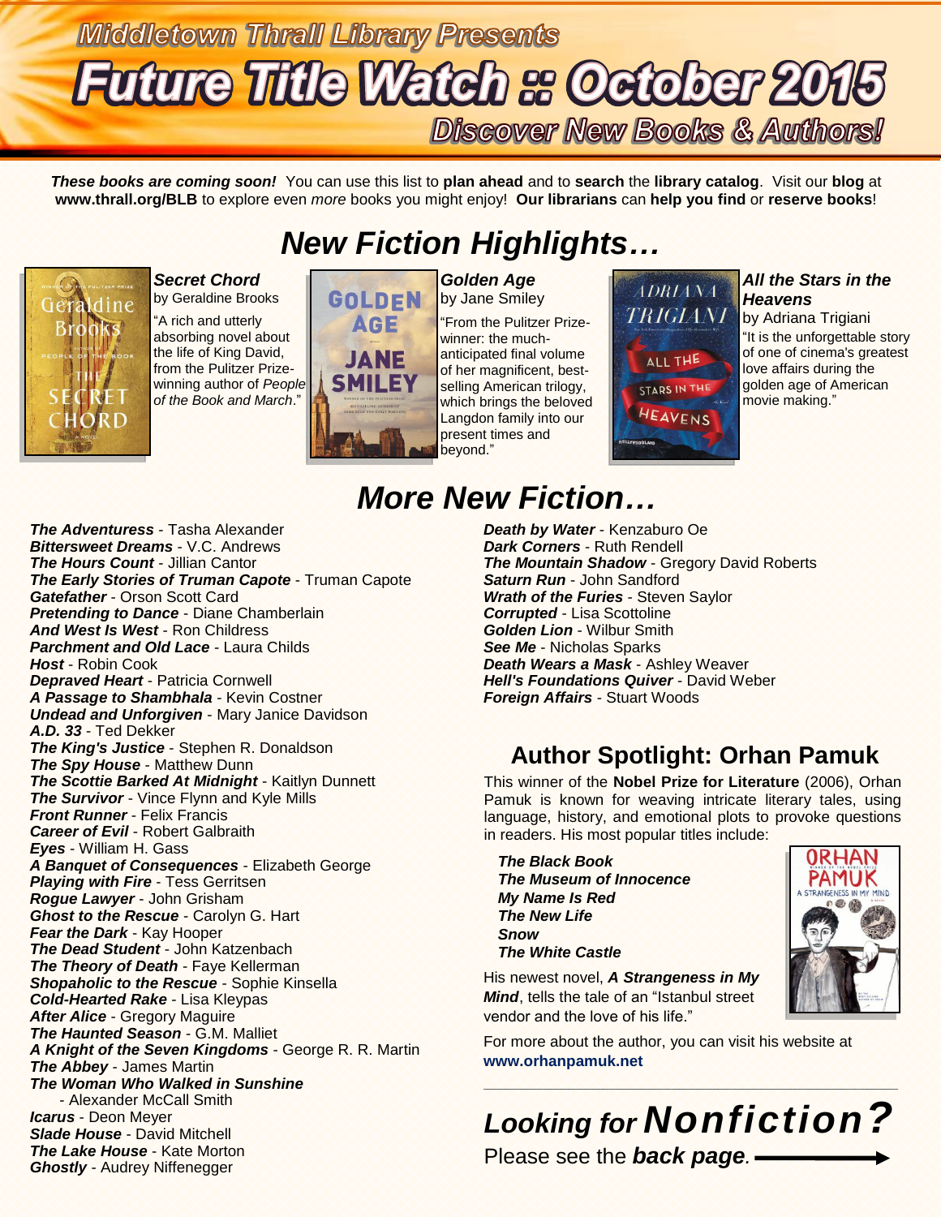# Middletown Thrall Library Presents

# Future Title Watch :: October 2015

## Discover New Books & Authors!

***These books are coming soon!*** You can use this list to **plan ahead** and to **search** the **library catalog**. Visit our **blog** at **www.thrall.org/BLB** to explore even *more* books you might enjoy! **Our librarians** can **help you find** or **reserve books**!

## *New Fiction Highlights…*

***Secret Chord***
by Geraldine Brooks
"A rich and utterly absorbing novel about the life of King David, from the Pulitzer Prize-winning author of *People of the Book and March*."

***Golden Age***
by Jane Smiley
"From the Pulitzer Prize-winner: the much-anticipated final volume of her magnificent, best-selling American trilogy, which brings the beloved Langdon family into our present times and beyond."

***All the Stars in the Heavens***
by Adriana Trigiani
"It is the unforgettable story of one of cinema's greatest love affairs during the golden age of American movie making."

## *More New Fiction…*

***The Adventuress*** - Tasha Alexander
***Bittersweet Dreams*** - V.C. Andrews
***The Hours Count*** - Jillian Cantor
***The Early Stories of Truman Capote*** - Truman Capote
***Gatefather*** - Orson Scott Card
***Pretending to Dance*** - Diane Chamberlain
***And West Is West*** - Ron Childress
***Parchment and Old Lace*** - Laura Childs
***Host*** - Robin Cook
***Depraved Heart*** - Patricia Cornwell
***A Passage to Shambhala*** - Kevin Costner
***Undead and Unforgiven*** - Mary Janice Davidson
***A.D. 33*** - Ted Dekker
***The King's Justice*** - Stephen R. Donaldson
***The Spy House*** - Matthew Dunn
***The Scottie Barked At Midnight*** - Kaitlyn Dunnett
***The Survivor*** - Vince Flynn and Kyle Mills
***Front Runner*** - Felix Francis
***Career of Evil*** - Robert Galbraith
***Eyes*** - William H. Gass
***A Banquet of Consequences*** - Elizabeth George
***Playing with Fire*** - Tess Gerritsen
***Rogue Lawyer*** - John Grisham
***Ghost to the Rescue*** - Carolyn G. Hart
***Fear the Dark*** - Kay Hooper
***The Dead Student*** - John Katzenbach
***The Theory of Death*** - Faye Kellerman
***Shopaholic to the Rescue*** - Sophie Kinsella
***Cold-Hearted Rake*** - Lisa Kleypas
***After Alice*** - Gregory Maguire
***The Haunted Season*** - G.M. Malliet
***A Knight of the Seven Kingdoms*** - George R. R. Martin
***The Abbey*** - James Martin
***The Woman Who Walked in Sunshine*** - Alexander McCall Smith
***Icarus*** - Deon Meyer
***Slade House*** - David Mitchell
***The Lake House*** - Kate Morton
***Ghostly*** - Audrey Niffenegger
***Death by Water*** - Kenzaburo Oe
***Dark Corners*** - Ruth Rendell
***The Mountain Shadow*** - Gregory David Roberts
***Saturn Run*** - John Sandford
***Wrath of the Furies*** - Steven Saylor
***Corrupted*** - Lisa Scottoline
***Golden Lion*** - Wilbur Smith
***See Me*** - Nicholas Sparks
***Death Wears a Mask*** - Ashley Weaver
***Hell's Foundations Quiver*** - David Weber
***Foreign Affairs*** - Stuart Woods

## Author Spotlight: Orhan Pamuk

This winner of the **Nobel Prize for Literature** (2006), Orhan Pamuk is known for weaving intricate literary tales, using language, history, and emotional plots to provoke questions in readers. His most popular titles include:

***The Black Book***
***The Museum of Innocence***
***My Name Is Red***
***The New Life***
***Snow***
***The White Castle***

His newest novel, ***A Strangeness in My Mind***, tells the tale of an "Istanbul street vendor and the love of his life."

For more about the author, you can visit his website at **www.orhanpamuk.net**

---

## *Looking for Nonfiction?*

Please see the ***back page***. ⟶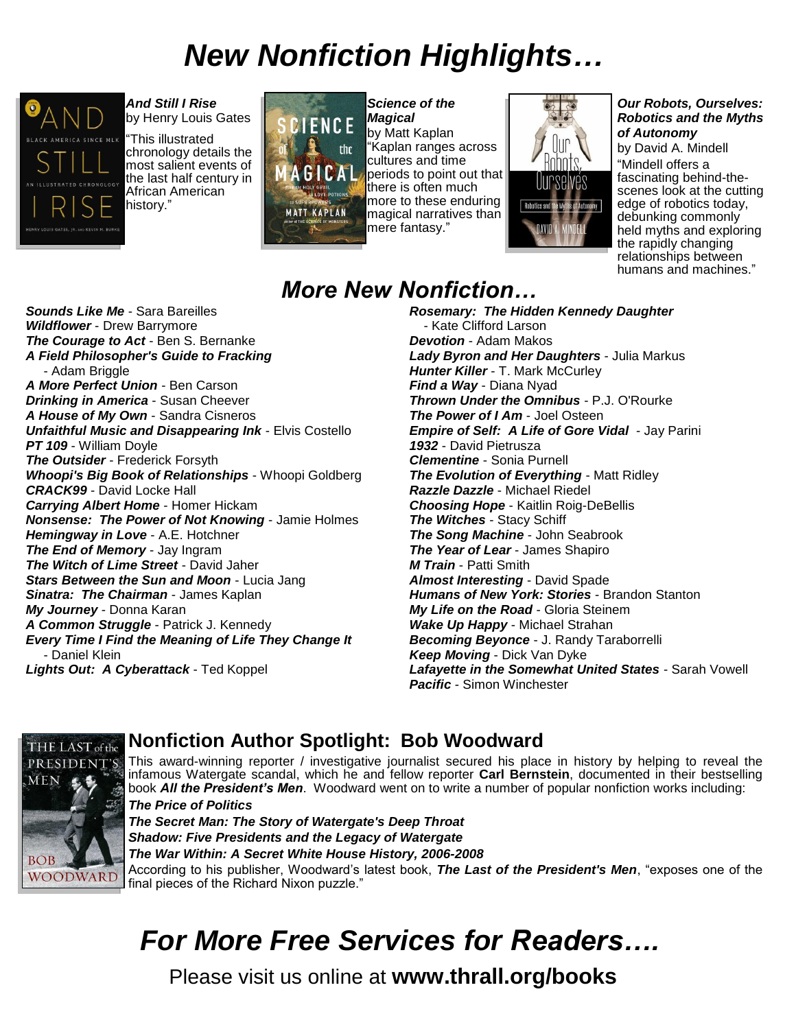# *New Nonfiction Highlights…*

***And Still I Rise***
by Henry Louis Gates

"This illustrated chronology details the most salient events of the last half century in African American history."

***Science of the Magical***
by Matt Kaplan

"Kaplan ranges across cultures and time periods to point out that there is often much more to these enduring magical narratives than mere fantasy."

***Our Robots, Ourselves: Robotics and the Myths of Autonomy***
by David A. Mindell

"Mindell offers a fascinating behind-the-scenes look at the cutting edge of robotics today, debunking commonly held myths and exploring the rapidly changing relationships between humans and machines."

## *More New Nonfiction…*

***Sounds Like Me*** - Sara Bareilles
***Wildflower*** - Drew Barrymore
***The Courage to Act*** - Ben S. Bernanke
***A Field Philosopher's Guide to Fracking*** - Adam Briggle
***A More Perfect Union*** - Ben Carson
***Drinking in America*** - Susan Cheever
***A House of My Own*** - Sandra Cisneros
***Unfaithful Music and Disappearing Ink*** - Elvis Costello
***PT 109*** - William Doyle
***The Outsider*** - Frederick Forsyth
***Whoopi's Big Book of Relationships*** - Whoopi Goldberg
***CRACK99*** - David Locke Hall
***Carrying Albert Home*** - Homer Hickam
***Nonsense: The Power of Not Knowing*** - Jamie Holmes
***Hemingway in Love*** - A.E. Hotchner
***The End of Memory*** - Jay Ingram
***The Witch of Lime Street*** - David Jaher
***Stars Between the Sun and Moon*** - Lucia Jang
***Sinatra: The Chairman*** - James Kaplan
***My Journey*** - Donna Karan
***A Common Struggle*** - Patrick J. Kennedy
***Every Time I Find the Meaning of Life They Change It*** - Daniel Klein
***Lights Out: A Cyberattack*** - Ted Koppel
***Rosemary: The Hidden Kennedy Daughter*** - Kate Clifford Larson
***Devotion*** - Adam Makos
***Lady Byron and Her Daughters*** - Julia Markus
***Hunter Killer*** - T. Mark McCurley
***Find a Way*** - Diana Nyad
***Thrown Under the Omnibus*** - P.J. O'Rourke
***The Power of I Am*** - Joel Osteen
***Empire of Self: A Life of Gore Vidal*** - Jay Parini
***1932*** - David Pietrusza
***Clementine*** - Sonia Purnell
***The Evolution of Everything*** - Matt Ridley
***Razzle Dazzle*** - Michael Riedel
***Choosing Hope*** - Kaitlin Roig-DeBellis
***The Witches*** - Stacy Schiff
***The Song Machine*** - John Seabrook
***The Year of Lear*** - James Shapiro
***M Train*** - Patti Smith
***Almost Interesting*** - David Spade
***Humans of New York: Stories*** - Brandon Stanton
***My Life on the Road*** - Gloria Steinem
***Wake Up Happy*** - Michael Strahan
***Becoming Beyonce*** - J. Randy Taraborrelli
***Keep Moving*** - Dick Van Dyke
***Lafayette in the Somewhat United States*** - Sarah Vowell
***Pacific*** - Simon Winchester

## Nonfiction Author Spotlight: Bob Woodward

This award-winning reporter / investigative journalist secured his place in history by helping to reveal the infamous Watergate scandal, which he and fellow reporter **Carl Bernstein**, documented in their bestselling book ***All the President's Men***. Woodward went on to write a number of popular nonfiction works including:

***The Price of Politics***
***The Secret Man: The Story of Watergate's Deep Throat***
***Shadow: Five Presidents and the Legacy of Watergate***
***The War Within: A Secret White House History, 2006-2008***

According to his publisher, Woodward's latest book, ***The Last of the President's Men***, "exposes one of the final pieces of the Richard Nixon puzzle."

# *For More Free Services for Readers….*

Please visit us online at **www.thrall.org/books**